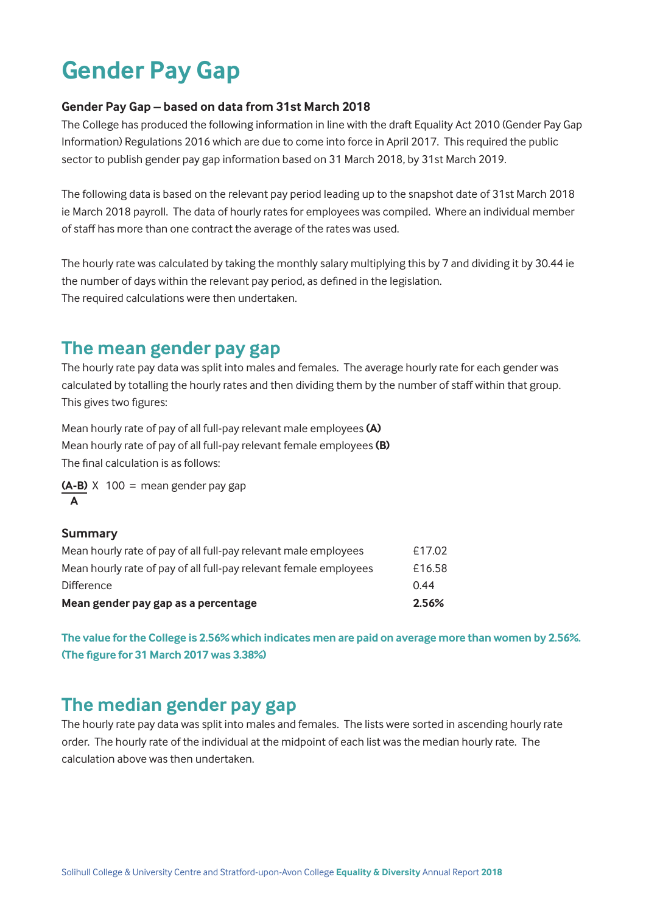# Gender Pay Gap

**Gender Pay Gap – based on data from 31st March 2018**

The College has produced the following information in line with the draft Equality Act 2010 (Gender Pay Gap Information) Regulations 2016 which are due to come into force in April 2017. This required the public sector to publish gender pay gap information based on 31 March 2018, by 31st March 2019.

The following data is based on the relevant pay period leading up to the snapshot date of 31st March 2018 ie March 2018 payroll. The data of hourly rates for employees was compiled. Where an individual member of staff has more than one contract the average of the rates was used.

The hourly rate was calculated by taking the monthly salary multiplying this by 7 and dividing it by 30.44 ie the number of days within the relevant pay period, as defined in the legislation.
The required calculations were then undertaken.

## The mean gender pay gap

The hourly rate pay data was split into males and females. The average hourly rate for each gender was calculated by totalling the hourly rates and then dividing them by the number of staff within that group. This gives two figures:

Mean hourly rate of pay of all full-pay relevant male employees **(A)**
Mean hourly rate of pay of all full-pay relevant female employees **(B)**
The final calculation is as follows:

$$\frac{(A-B)}{A} \times 100 = \text{mean gender pay gap}$$

**Summary**

| | |
|---|---|
| Mean hourly rate of pay of all full-pay relevant male employees | £17.02 |
| Mean hourly rate of pay of all full-pay relevant female employees | £16.58 |
| Difference | 0.44 |
| **Mean gender pay gap as a percentage** | **2.56%** |

**The value for the College is 2.56% which indicates men are paid on average more than women by 2.56%. (The figure for 31 March 2017 was 3.38%)**

## The median gender pay gap

The hourly rate pay data was split into males and females. The lists were sorted in ascending hourly rate order. The hourly rate of the individual at the midpoint of each list was the median hourly rate. The calculation above was then undertaken.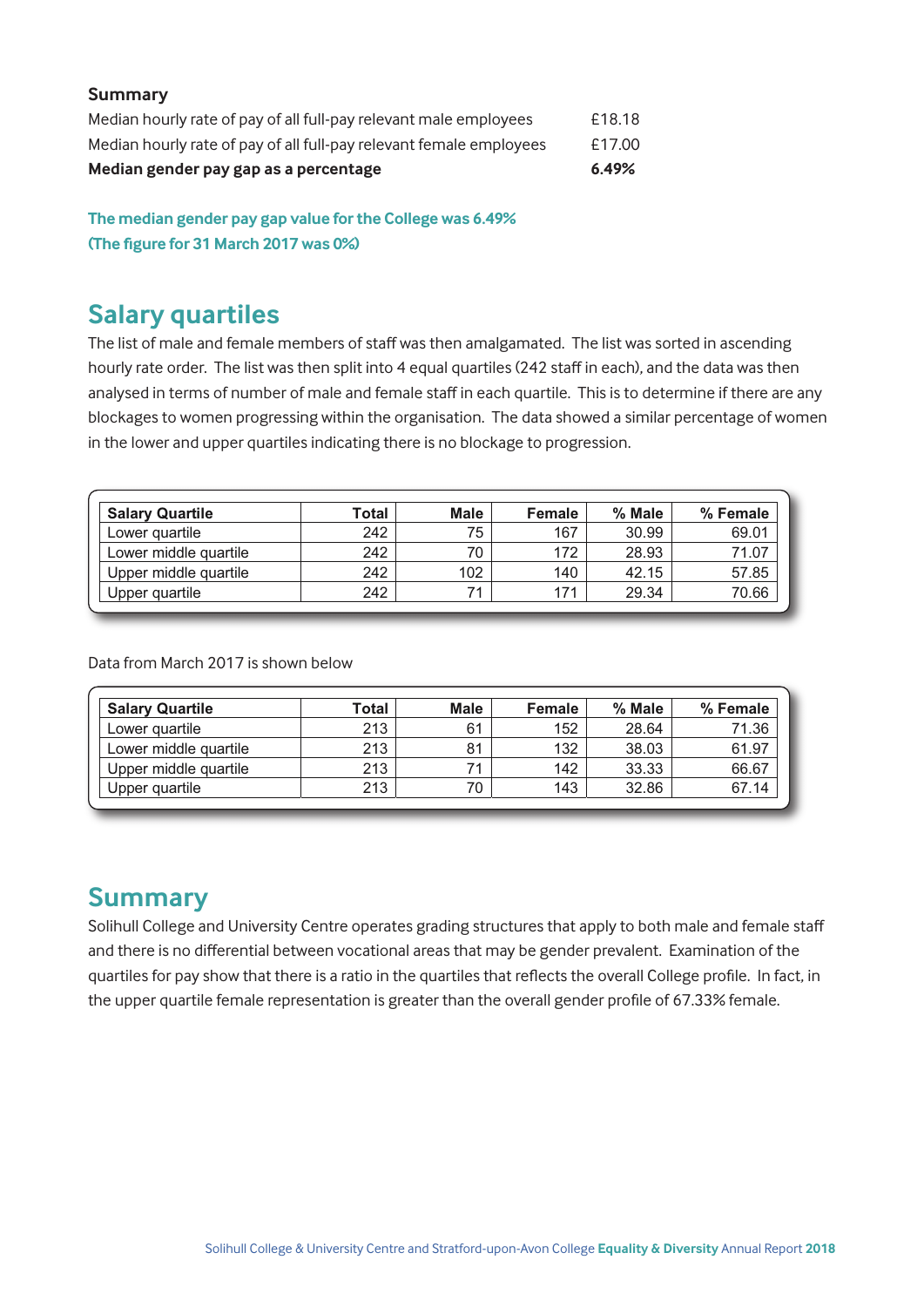**Summary**

| | |
|---|---|
| Median hourly rate of pay of all full-pay relevant male employees | £18.18 |
| Median hourly rate of pay of all full-pay relevant female employees | £17.00 |
| **Median gender pay gap as a percentage** | **6.49%** |

**The median gender pay gap value for the College was 6.49%**
**(The figure for 31 March 2017 was 0%)**

## Salary quartiles

The list of male and female members of staff was then amalgamated. The list was sorted in ascending hourly rate order. The list was then split into 4 equal quartiles (242 staff in each), and the data was then analysed in terms of number of male and female staff in each quartile. This is to determine if there are any blockages to women progressing within the organisation. The data showed a similar percentage of women in the lower and upper quartiles indicating there is no blockage to progression.

| Salary Quartile | Total | Male | Female | % Male | % Female |
|---|---|---|---|---|---|
| Lower quartile | 242 | 75 | 167 | 30.99 | 69.01 |
| Lower middle quartile | 242 | 70 | 172 | 28.93 | 71.07 |
| Upper middle quartile | 242 | 102 | 140 | 42.15 | 57.85 |
| Upper quartile | 242 | 71 | 171 | 29.34 | 70.66 |

Data from March 2017 is shown below

| Salary Quartile | Total | Male | Female | % Male | % Female |
|---|---|---|---|---|---|
| Lower quartile | 213 | 61 | 152 | 28.64 | 71.36 |
| Lower middle quartile | 213 | 81 | 132 | 38.03 | 61.97 |
| Upper middle quartile | 213 | 71 | 142 | 33.33 | 66.67 |
| Upper quartile | 213 | 70 | 143 | 32.86 | 67.14 |

## Summary

Solihull College and University Centre operates grading structures that apply to both male and female staff and there is no differential between vocational areas that may be gender prevalent. Examination of the quartiles for pay show that there is a ratio in the quartiles that reflects the overall College profile. In fact, in the upper quartile female representation is greater than the overall gender profile of 67.33% female.